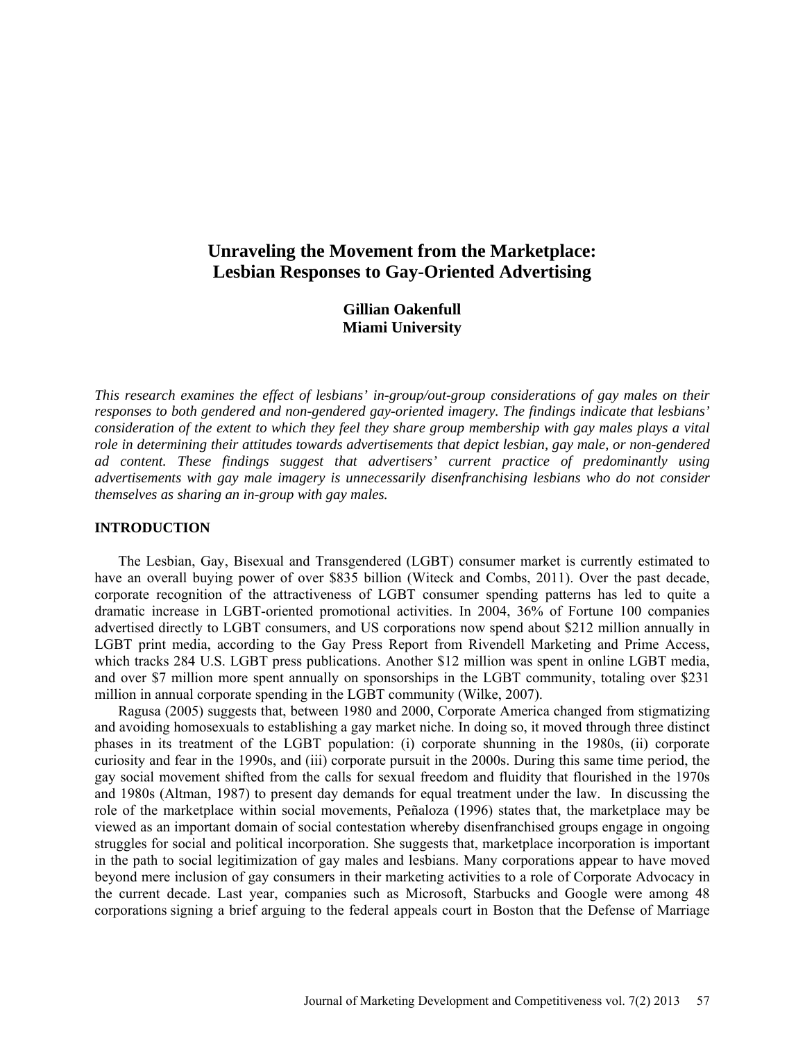# Unraveling the Movement from the Marketplace: Lesbian Responses to Gay-Oriented Advertising

**Gillian Oakenfull**
**Miami University**

*This research examines the effect of lesbians' in-group/out-group considerations of gay males on their responses to both gendered and non-gendered gay-oriented imagery. The findings indicate that lesbians' consideration of the extent to which they feel they share group membership with gay males plays a vital role in determining their attitudes towards advertisements that depict lesbian, gay male, or non-gendered ad content. These findings suggest that advertisers' current practice of predominantly using advertisements with gay male imagery is unnecessarily disenfranchising lesbians who do not consider themselves as sharing an in-group with gay males.*

## INTRODUCTION

The Lesbian, Gay, Bisexual and Transgendered (LGBT) consumer market is currently estimated to have an overall buying power of over $835 billion (Witeck and Combs, 2011). Over the past decade, corporate recognition of the attractiveness of LGBT consumer spending patterns has led to quite a dramatic increase in LGBT-oriented promotional activities. In 2004, 36% of Fortune 100 companies advertised directly to LGBT consumers, and US corporations now spend about $212 million annually in LGBT print media, according to the Gay Press Report from Rivendell Marketing and Prime Access, which tracks 284 U.S. LGBT press publications. Another $12 million was spent in online LGBT media, and over $7 million more spent annually on sponsorships in the LGBT community, totaling over $231 million in annual corporate spending in the LGBT community (Wilke, 2007).

Ragusa (2005) suggests that, between 1980 and 2000, Corporate America changed from stigmatizing and avoiding homosexuals to establishing a gay market niche. In doing so, it moved through three distinct phases in its treatment of the LGBT population: (i) corporate shunning in the 1980s, (ii) corporate curiosity and fear in the 1990s, and (iii) corporate pursuit in the 2000s. During this same time period, the gay social movement shifted from the calls for sexual freedom and fluidity that flourished in the 1970s and 1980s (Altman, 1987) to present day demands for equal treatment under the law. In discussing the role of the marketplace within social movements, Peñaloza (1996) states that, the marketplace may be viewed as an important domain of social contestation whereby disenfranchised groups engage in ongoing struggles for social and political incorporation. She suggests that, marketplace incorporation is important in the path to social legitimization of gay males and lesbians. Many corporations appear to have moved beyond mere inclusion of gay consumers in their marketing activities to a role of Corporate Advocacy in the current decade. Last year, companies such as Microsoft, Starbucks and Google were among 48 corporations signing a brief arguing to the federal appeals court in Boston that the Defense of Marriage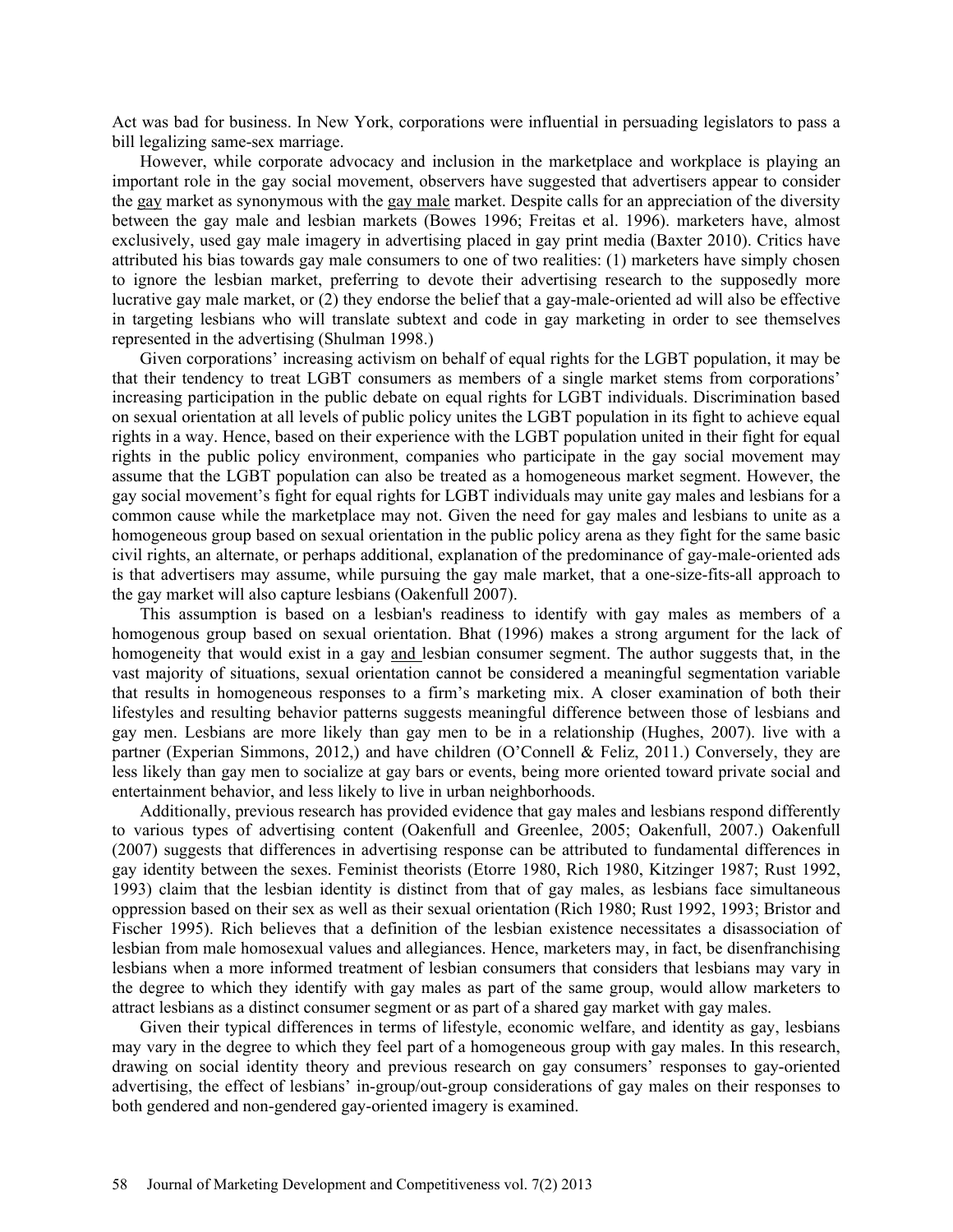Act was bad for business. In New York, corporations were influential in persuading legislators to pass a bill legalizing same-sex marriage.

However, while corporate advocacy and inclusion in the marketplace and workplace is playing an important role in the gay social movement, observers have suggested that advertisers appear to consider the gay market as synonymous with the gay male market. Despite calls for an appreciation of the diversity between the gay male and lesbian markets (Bowes 1996; Freitas et al. 1996). marketers have, almost exclusively, used gay male imagery in advertising placed in gay print media (Baxter 2010). Critics have attributed his bias towards gay male consumers to one of two realities: (1) marketers have simply chosen to ignore the lesbian market, preferring to devote their advertising research to the supposedly more lucrative gay male market, or (2) they endorse the belief that a gay-male-oriented ad will also be effective in targeting lesbians who will translate subtext and code in gay marketing in order to see themselves represented in the advertising (Shulman 1998.)

Given corporations' increasing activism on behalf of equal rights for the LGBT population, it may be that their tendency to treat LGBT consumers as members of a single market stems from corporations' increasing participation in the public debate on equal rights for LGBT individuals. Discrimination based on sexual orientation at all levels of public policy unites the LGBT population in its fight to achieve equal rights in a way. Hence, based on their experience with the LGBT population united in their fight for equal rights in the public policy environment, companies who participate in the gay social movement may assume that the LGBT population can also be treated as a homogeneous market segment. However, the gay social movement's fight for equal rights for LGBT individuals may unite gay males and lesbians for a common cause while the marketplace may not. Given the need for gay males and lesbians to unite as a homogeneous group based on sexual orientation in the public policy arena as they fight for the same basic civil rights, an alternate, or perhaps additional, explanation of the predominance of gay-male-oriented ads is that advertisers may assume, while pursuing the gay male market, that a one-size-fits-all approach to the gay market will also capture lesbians (Oakenfull 2007).

This assumption is based on a lesbian's readiness to identify with gay males as members of a homogenous group based on sexual orientation. Bhat (1996) makes a strong argument for the lack of homogeneity that would exist in a gay and lesbian consumer segment. The author suggests that, in the vast majority of situations, sexual orientation cannot be considered a meaningful segmentation variable that results in homogeneous responses to a firm's marketing mix. A closer examination of both their lifestyles and resulting behavior patterns suggests meaningful difference between those of lesbians and gay men. Lesbians are more likely than gay men to be in a relationship (Hughes, 2007). live with a partner (Experian Simmons, 2012,) and have children (O'Connell & Feliz, 2011.) Conversely, they are less likely than gay men to socialize at gay bars or events, being more oriented toward private social and entertainment behavior, and less likely to live in urban neighborhoods.

Additionally, previous research has provided evidence that gay males and lesbians respond differently to various types of advertising content (Oakenfull and Greenlee, 2005; Oakenfull, 2007.) Oakenfull (2007) suggests that differences in advertising response can be attributed to fundamental differences in gay identity between the sexes. Feminist theorists (Etorre 1980, Rich 1980, Kitzinger 1987; Rust 1992, 1993) claim that the lesbian identity is distinct from that of gay males, as lesbians face simultaneous oppression based on their sex as well as their sexual orientation (Rich 1980; Rust 1992, 1993; Bristor and Fischer 1995). Rich believes that a definition of the lesbian existence necessitates a disassociation of lesbian from male homosexual values and allegiances. Hence, marketers may, in fact, be disenfranchising lesbians when a more informed treatment of lesbian consumers that considers that lesbians may vary in the degree to which they identify with gay males as part of the same group, would allow marketers to attract lesbians as a distinct consumer segment or as part of a shared gay market with gay males.

Given their typical differences in terms of lifestyle, economic welfare, and identity as gay, lesbians may vary in the degree to which they feel part of a homogeneous group with gay males. In this research, drawing on social identity theory and previous research on gay consumers' responses to gay-oriented advertising, the effect of lesbians' in-group/out-group considerations of gay males on their responses to both gendered and non-gendered gay-oriented imagery is examined.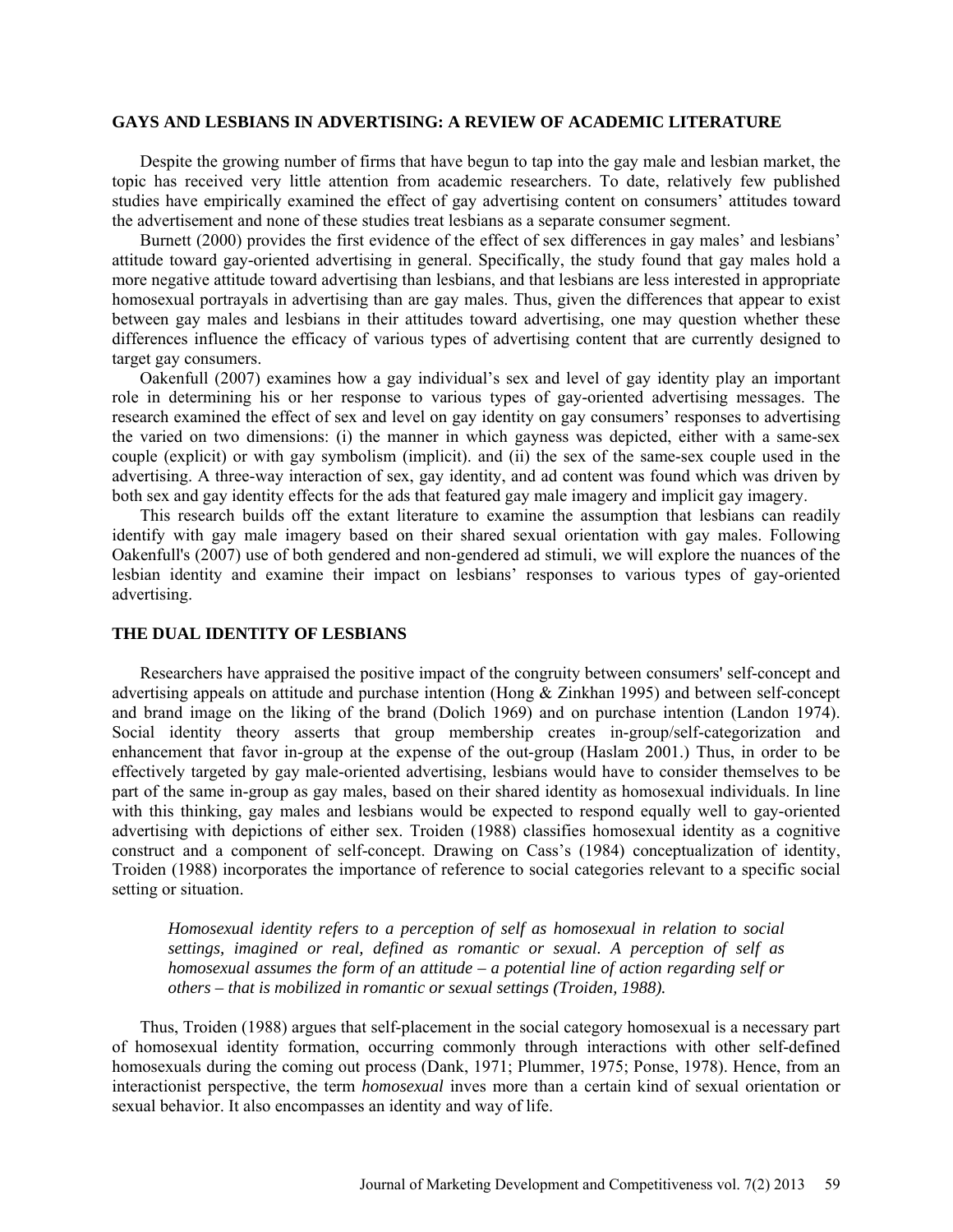## GAYS AND LESBIANS IN ADVERTISING: A REVIEW OF ACADEMIC LITERATURE

Despite the growing number of firms that have begun to tap into the gay male and lesbian market, the topic has received very little attention from academic researchers. To date, relatively few published studies have empirically examined the effect of gay advertising content on consumers' attitudes toward the advertisement and none of these studies treat lesbians as a separate consumer segment.

Burnett (2000) provides the first evidence of the effect of sex differences in gay males' and lesbians' attitude toward gay-oriented advertising in general. Specifically, the study found that gay males hold a more negative attitude toward advertising than lesbians, and that lesbians are less interested in appropriate homosexual portrayals in advertising than are gay males. Thus, given the differences that appear to exist between gay males and lesbians in their attitudes toward advertising, one may question whether these differences influence the efficacy of various types of advertising content that are currently designed to target gay consumers.

Oakenfull (2007) examines how a gay individual's sex and level of gay identity play an important role in determining his or her response to various types of gay-oriented advertising messages. The research examined the effect of sex and level on gay identity on gay consumers' responses to advertising the varied on two dimensions: (i) the manner in which gayness was depicted, either with a same-sex couple (explicit) or with gay symbolism (implicit). and (ii) the sex of the same-sex couple used in the advertising. A three-way interaction of sex, gay identity, and ad content was found which was driven by both sex and gay identity effects for the ads that featured gay male imagery and implicit gay imagery.

This research builds off the extant literature to examine the assumption that lesbians can readily identify with gay male imagery based on their shared sexual orientation with gay males. Following Oakenfull's (2007) use of both gendered and non-gendered ad stimuli, we will explore the nuances of the lesbian identity and examine their impact on lesbians' responses to various types of gay-oriented advertising.

## THE DUAL IDENTITY OF LESBIANS

Researchers have appraised the positive impact of the congruity between consumers' self-concept and advertising appeals on attitude and purchase intention (Hong & Zinkhan 1995) and between self-concept and brand image on the liking of the brand (Dolich 1969) and on purchase intention (Landon 1974). Social identity theory asserts that group membership creates in-group/self-categorization and enhancement that favor in-group at the expense of the out-group (Haslam 2001.) Thus, in order to be effectively targeted by gay male-oriented advertising, lesbians would have to consider themselves to be part of the same in-group as gay males, based on their shared identity as homosexual individuals. In line with this thinking, gay males and lesbians would be expected to respond equally well to gay-oriented advertising with depictions of either sex. Troiden (1988) classifies homosexual identity as a cognitive construct and a component of self-concept. Drawing on Cass's (1984) conceptualization of identity, Troiden (1988) incorporates the importance of reference to social categories relevant to a specific social setting or situation.

> *Homosexual identity refers to a perception of self as homosexual in relation to social settings, imagined or real, defined as romantic or sexual. A perception of self as homosexual assumes the form of an attitude – a potential line of action regarding self or others – that is mobilized in romantic or sexual settings (Troiden, 1988).*

Thus, Troiden (1988) argues that self-placement in the social category homosexual is a necessary part of homosexual identity formation, occurring commonly through interactions with other self-defined homosexuals during the coming out process (Dank, 1971; Plummer, 1975; Ponse, 1978). Hence, from an interactionist perspective, the term *homosexual* inves more than a certain kind of sexual orientation or sexual behavior. It also encompasses an identity and way of life.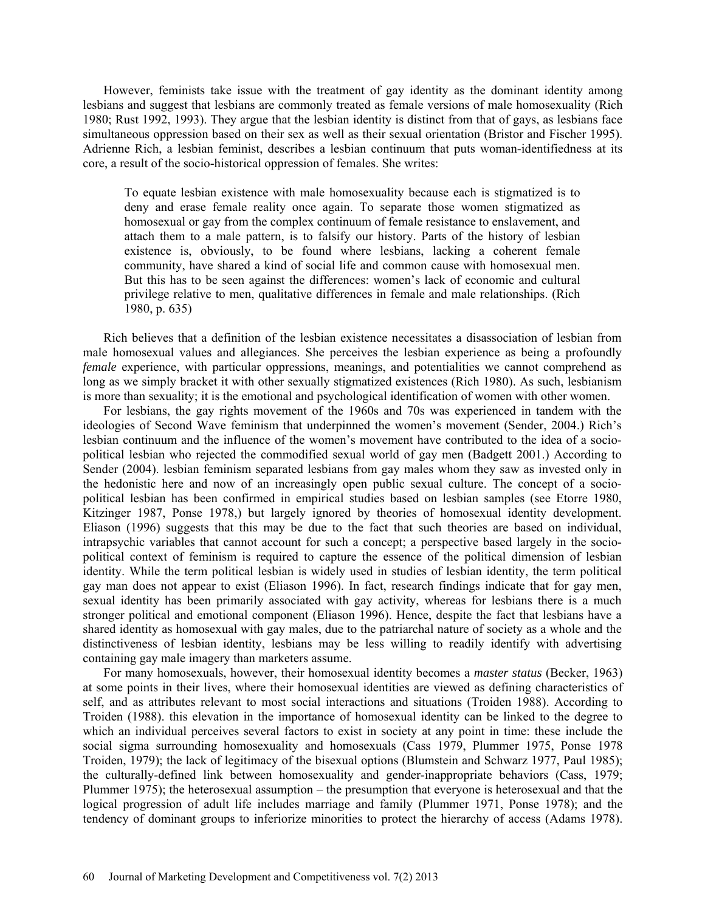However, feminists take issue with the treatment of gay identity as the dominant identity among lesbians and suggest that lesbians are commonly treated as female versions of male homosexuality (Rich 1980; Rust 1992, 1993). They argue that the lesbian identity is distinct from that of gays, as lesbians face simultaneous oppression based on their sex as well as their sexual orientation (Bristor and Fischer 1995). Adrienne Rich, a lesbian feminist, describes a lesbian continuum that puts woman-identifiedness at its core, a result of the socio-historical oppression of females. She writes:

> To equate lesbian existence with male homosexuality because each is stigmatized is to deny and erase female reality once again. To separate those women stigmatized as homosexual or gay from the complex continuum of female resistance to enslavement, and attach them to a male pattern, is to falsify our history. Parts of the history of lesbian existence is, obviously, to be found where lesbians, lacking a coherent female community, have shared a kind of social life and common cause with homosexual men. But this has to be seen against the differences: women's lack of economic and cultural privilege relative to men, qualitative differences in female and male relationships. (Rich 1980, p. 635)

Rich believes that a definition of the lesbian existence necessitates a disassociation of lesbian from male homosexual values and allegiances. She perceives the lesbian experience as being a profoundly *female* experience, with particular oppressions, meanings, and potentialities we cannot comprehend as long as we simply bracket it with other sexually stigmatized existences (Rich 1980). As such, lesbianism is more than sexuality; it is the emotional and psychological identification of women with other women.

For lesbians, the gay rights movement of the 1960s and 70s was experienced in tandem with the ideologies of Second Wave feminism that underpinned the women's movement (Sender, 2004.) Rich's lesbian continuum and the influence of the women's movement have contributed to the idea of a socio-political lesbian who rejected the commodified sexual world of gay men (Badgett 2001.) According to Sender (2004). lesbian feminism separated lesbians from gay males whom they saw as invested only in the hedonistic here and now of an increasingly open public sexual culture. The concept of a socio-political lesbian has been confirmed in empirical studies based on lesbian samples (see Etorre 1980, Kitzinger 1987, Ponse 1978,) but largely ignored by theories of homosexual identity development. Eliason (1996) suggests that this may be due to the fact that such theories are based on individual, intrapsychic variables that cannot account for such a concept; a perspective based largely in the socio-political context of feminism is required to capture the essence of the political dimension of lesbian identity. While the term political lesbian is widely used in studies of lesbian identity, the term political gay man does not appear to exist (Eliason 1996). In fact, research findings indicate that for gay men, sexual identity has been primarily associated with gay activity, whereas for lesbians there is a much stronger political and emotional component (Eliason 1996). Hence, despite the fact that lesbians have a shared identity as homosexual with gay males, due to the patriarchal nature of society as a whole and the distinctiveness of lesbian identity, lesbians may be less willing to readily identify with advertising containing gay male imagery than marketers assume.

For many homosexuals, however, their homosexual identity becomes a *master status* (Becker, 1963) at some points in their lives, where their homosexual identities are viewed as defining characteristics of self, and as attributes relevant to most social interactions and situations (Troiden 1988). According to Troiden (1988). this elevation in the importance of homosexual identity can be linked to the degree to which an individual perceives several factors to exist in society at any point in time: these include the social sigma surrounding homosexuality and homosexuals (Cass 1979, Plummer 1975, Ponse 1978 Troiden, 1979); the lack of legitimacy of the bisexual options (Blumstein and Schwarz 1977, Paul 1985); the culturally-defined link between homosexuality and gender-inappropriate behaviors (Cass, 1979; Plummer 1975); the heterosexual assumption – the presumption that everyone is heterosexual and that the logical progression of adult life includes marriage and family (Plummer 1971, Ponse 1978); and the tendency of dominant groups to inferiorize minorities to protect the hierarchy of access (Adams 1978).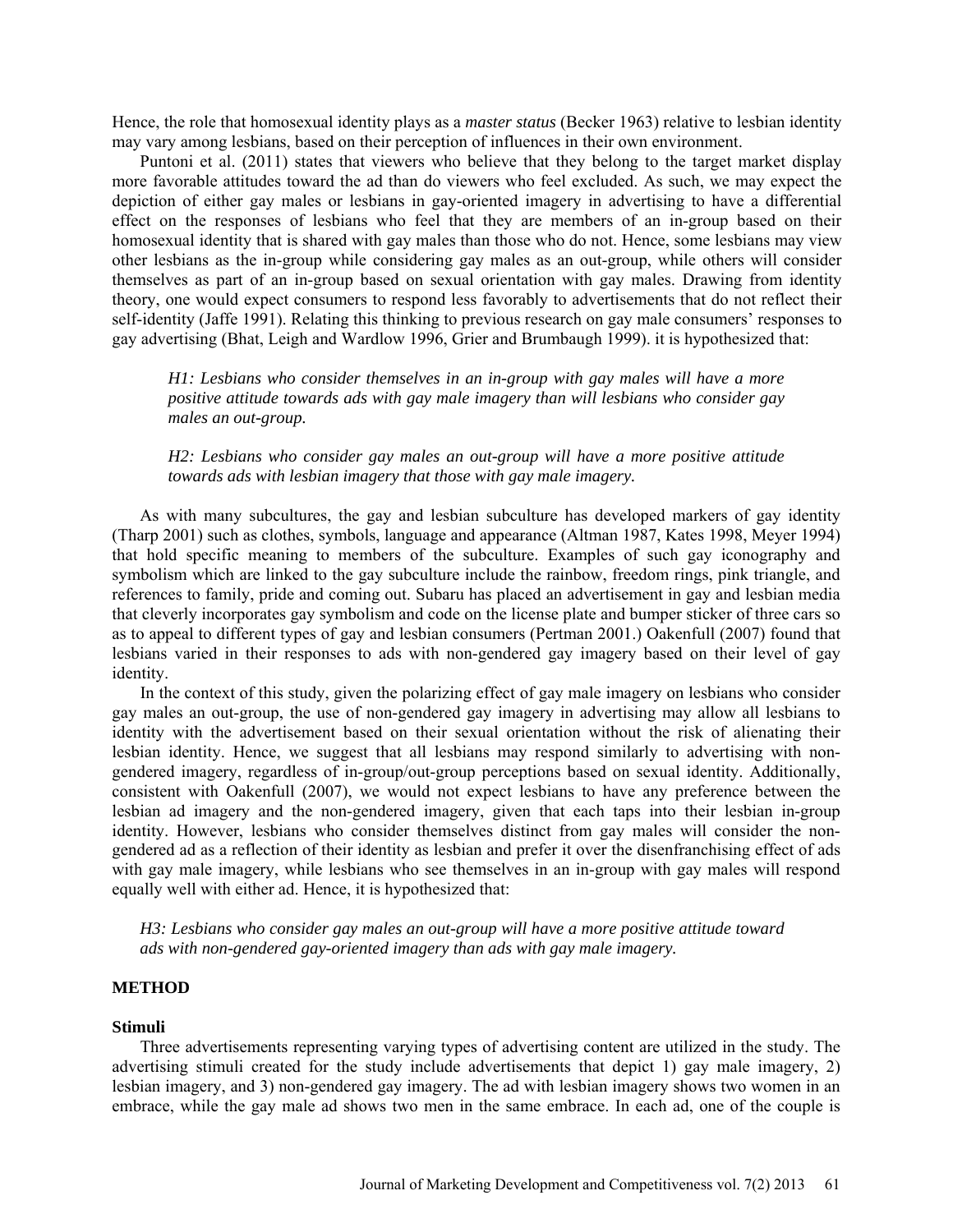Hence, the role that homosexual identity plays as a *master status* (Becker 1963) relative to lesbian identity may vary among lesbians, based on their perception of influences in their own environment.

Puntoni et al. (2011) states that viewers who believe that they belong to the target market display more favorable attitudes toward the ad than do viewers who feel excluded. As such, we may expect the depiction of either gay males or lesbians in gay-oriented imagery in advertising to have a differential effect on the responses of lesbians who feel that they are members of an in-group based on their homosexual identity that is shared with gay males than those who do not. Hence, some lesbians may view other lesbians as the in-group while considering gay males as an out-group, while others will consider themselves as part of an in-group based on sexual orientation with gay males. Drawing from identity theory, one would expect consumers to respond less favorably to advertisements that do not reflect their self-identity (Jaffe 1991). Relating this thinking to previous research on gay male consumers' responses to gay advertising (Bhat, Leigh and Wardlow 1996, Grier and Brumbaugh 1999). it is hypothesized that:

> *H1: Lesbians who consider themselves in an in-group with gay males will have a more positive attitude towards ads with gay male imagery than will lesbians who consider gay males an out-group.*
>
> *H2: Lesbians who consider gay males an out-group will have a more positive attitude towards ads with lesbian imagery that those with gay male imagery.*

As with many subcultures, the gay and lesbian subculture has developed markers of gay identity (Tharp 2001) such as clothes, symbols, language and appearance (Altman 1987, Kates 1998, Meyer 1994) that hold specific meaning to members of the subculture. Examples of such gay iconography and symbolism which are linked to the gay subculture include the rainbow, freedom rings, pink triangle, and references to family, pride and coming out. Subaru has placed an advertisement in gay and lesbian media that cleverly incorporates gay symbolism and code on the license plate and bumper sticker of three cars so as to appeal to different types of gay and lesbian consumers (Pertman 2001.) Oakenfull (2007) found that lesbians varied in their responses to ads with non-gendered gay imagery based on their level of gay identity.

In the context of this study, given the polarizing effect of gay male imagery on lesbians who consider gay males an out-group, the use of non-gendered gay imagery in advertising may allow all lesbians to identity with the advertisement based on their sexual orientation without the risk of alienating their lesbian identity. Hence, we suggest that all lesbians may respond similarly to advertising with non-gendered imagery, regardless of in-group/out-group perceptions based on sexual identity. Additionally, consistent with Oakenfull (2007), we would not expect lesbians to have any preference between the lesbian ad imagery and the non-gendered imagery, given that each taps into their lesbian in-group identity. However, lesbians who consider themselves distinct from gay males will consider the non-gendered ad as a reflection of their identity as lesbian and prefer it over the disenfranchising effect of ads with gay male imagery, while lesbians who see themselves in an in-group with gay males will respond equally well with either ad. Hence, it is hypothesized that:

> *H3: Lesbians who consider gay males an out-group will have a more positive attitude toward ads with non-gendered gay-oriented imagery than ads with gay male imagery.*

## METHOD

### Stimuli

Three advertisements representing varying types of advertising content are utilized in the study. The advertising stimuli created for the study include advertisements that depict 1) gay male imagery, 2) lesbian imagery, and 3) non-gendered gay imagery. The ad with lesbian imagery shows two women in an embrace, while the gay male ad shows two men in the same embrace. In each ad, one of the couple is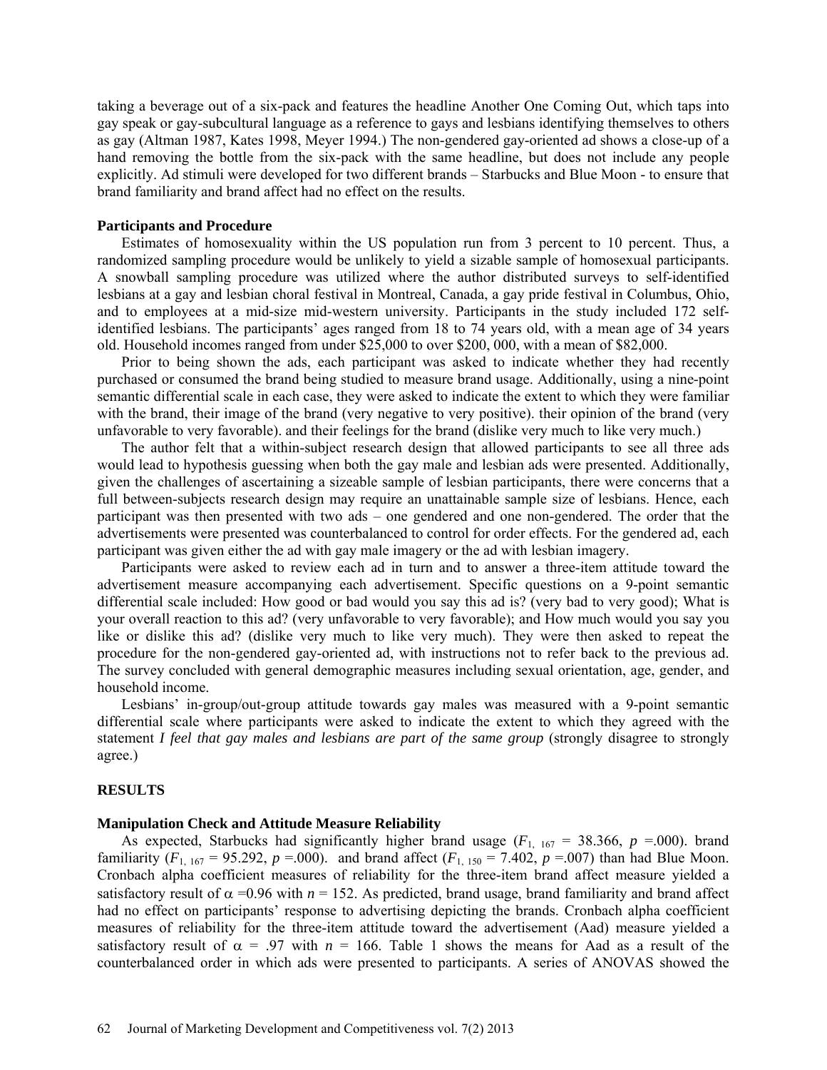taking a beverage out of a six-pack and features the headline Another One Coming Out, which taps into gay speak or gay-subcultural language as a reference to gays and lesbians identifying themselves to others as gay (Altman 1987, Kates 1998, Meyer 1994.) The non-gendered gay-oriented ad shows a close-up of a hand removing the bottle from the six-pack with the same headline, but does not include any people explicitly. Ad stimuli were developed for two different brands – Starbucks and Blue Moon - to ensure that brand familiarity and brand affect had no effect on the results.

**Participants and Procedure**

Estimates of homosexuality within the US population run from 3 percent to 10 percent. Thus, a randomized sampling procedure would be unlikely to yield a sizable sample of homosexual participants. A snowball sampling procedure was utilized where the author distributed surveys to self-identified lesbians at a gay and lesbian choral festival in Montreal, Canada, a gay pride festival in Columbus, Ohio, and to employees at a mid-size mid-western university. Participants in the study included 172 self-identified lesbians. The participants' ages ranged from 18 to 74 years old, with a mean age of 34 years old. Household incomes ranged from under $25,000 to over $200, 000, with a mean of $82,000.

Prior to being shown the ads, each participant was asked to indicate whether they had recently purchased or consumed the brand being studied to measure brand usage. Additionally, using a nine-point semantic differential scale in each case, they were asked to indicate the extent to which they were familiar with the brand, their image of the brand (very negative to very positive). their opinion of the brand (very unfavorable to very favorable). and their feelings for the brand (dislike very much to like very much.)

The author felt that a within-subject research design that allowed participants to see all three ads would lead to hypothesis guessing when both the gay male and lesbian ads were presented. Additionally, given the challenges of ascertaining a sizeable sample of lesbian participants, there were concerns that a full between-subjects research design may require an unattainable sample size of lesbians. Hence, each participant was then presented with two ads – one gendered and one non-gendered. The order that the advertisements were presented was counterbalanced to control for order effects. For the gendered ad, each participant was given either the ad with gay male imagery or the ad with lesbian imagery.

Participants were asked to review each ad in turn and to answer a three-item attitude toward the advertisement measure accompanying each advertisement. Specific questions on a 9-point semantic differential scale included: How good or bad would you say this ad is? (very bad to very good); What is your overall reaction to this ad? (very unfavorable to very favorable); and How much would you say you like or dislike this ad? (dislike very much to like very much). They were then asked to repeat the procedure for the non-gendered gay-oriented ad, with instructions not to refer back to the previous ad. The survey concluded with general demographic measures including sexual orientation, age, gender, and household income.

Lesbians' in-group/out-group attitude towards gay males was measured with a 9-point semantic differential scale where participants were asked to indicate the extent to which they agreed with the statement *I feel that gay males and lesbians are part of the same group* (strongly disagree to strongly agree.)

## RESULTS

**Manipulation Check and Attitude Measure Reliability**

As expected, Starbucks had significantly higher brand usage ($F_{1,\ 167}$ = 38.366, $p$ =.000). brand familiarity ($F_{1,\ 167}$ = 95.292, $p$ =.000). and brand affect ($F_{1,\ 150}$ = 7.402, $p$ =.007) than had Blue Moon. Cronbach alpha coefficient measures of reliability for the three-item brand affect measure yielded a satisfactory result of $\alpha$ =0.96 with $n$ = 152. As predicted, brand usage, brand familiarity and brand affect had no effect on participants' response to advertising depicting the brands. Cronbach alpha coefficient measures of reliability for the three-item attitude toward the advertisement (Aad) measure yielded a satisfactory result of $\alpha$ = .97 with $n$ = 166. Table 1 shows the means for Aad as a result of the counterbalanced order in which ads were presented to participants. A series of ANOVAS showed the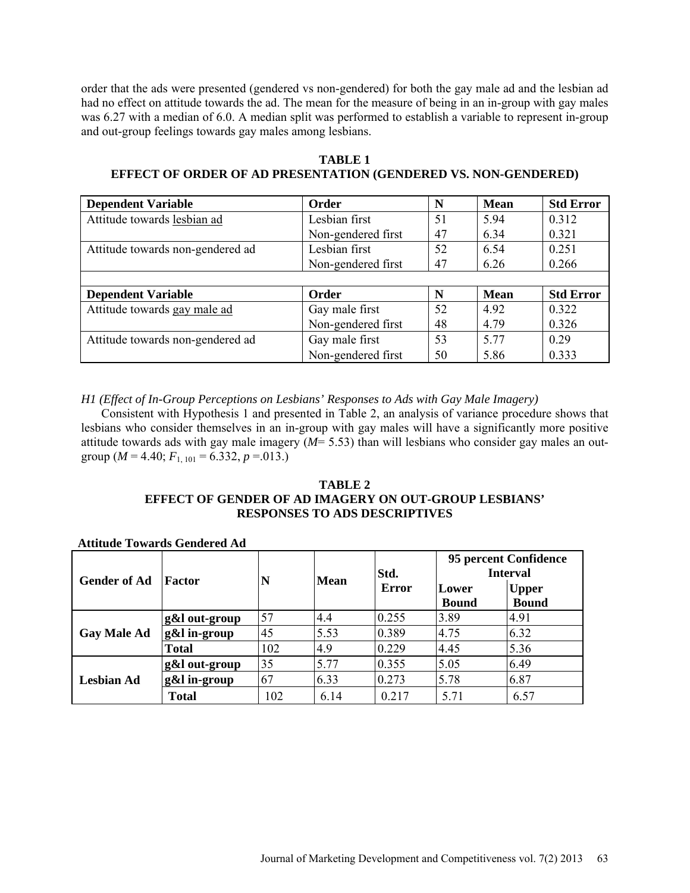order that the ads were presented (gendered vs non-gendered) for both the gay male ad and the lesbian ad had no effect on attitude towards the ad. The mean for the measure of being in an in-group with gay males was 6.27 with a median of 6.0. A median split was performed to establish a variable to represent in-group and out-group feelings towards gay males among lesbians.

**TABLE 1**
**EFFECT OF ORDER OF AD PRESENTATION (GENDERED VS. NON-GENDERED)**

| Dependent Variable | Order | N | Mean | Std Error |
|---|---|---|---|---|
| Attitude towards lesbian ad | Lesbian first | 51 | 5.94 | 0.312 |
| | Non-gendered first | 47 | 6.34 | 0.321 |
| Attitude towards non-gendered ad | Lesbian first | 52 | 6.54 | 0.251 |
| | Non-gendered first | 47 | 6.26 | 0.266 |
| | | | | |
| **Dependent Variable** | **Order** | **N** | **Mean** | **Std Error** |
| Attitude towards gay male ad | Gay male first | 52 | 4.92 | 0.322 |
| | Non-gendered first | 48 | 4.79 | 0.326 |
| Attitude towards non-gendered ad | Gay male first | 53 | 5.77 | 0.29 |
| | Non-gendered first | 50 | 5.86 | 0.333 |

*H1 (Effect of In-Group Perceptions on Lesbians' Responses to Ads with Gay Male Imagery)*

Consistent with Hypothesis 1 and presented in Table 2, an analysis of variance procedure shows that lesbians who consider themselves in an in-group with gay males will have a significantly more positive attitude towards ads with gay male imagery (*M*= 5.53) than will lesbians who consider gay males an out-group (*M* = 4.40; $F_{1, 101} = 6.332$, $p = .013$.)

**TABLE 2**
**EFFECT OF GENDER OF AD IMAGERY ON OUT-GROUP LESBIANS' RESPONSES TO ADS DESCRIPTIVES**

**Attitude Towards Gendered Ad**

| Gender of Ad | Factor | N | Mean | Std. Error | 95 percent Confidence Interval | |
|---|---|---|---|---|---|---|
| | | | | | Lower Bound | Upper Bound |
| Gay Male Ad | g&l out-group | 57 | 4.4 | 0.255 | 3.89 | 4.91 |
| | g&l in-group | 45 | 5.53 | 0.389 | 4.75 | 6.32 |
| | Total | 102 | 4.9 | 0.229 | 4.45 | 5.36 |
| Lesbian Ad | g&l out-group | 35 | 5.77 | 0.355 | 5.05 | 6.49 |
| | g&l in-group | 67 | 6.33 | 0.273 | 5.78 | 6.87 |
| | Total | 102 | 6.14 | 0.217 | 5.71 | 6.57 |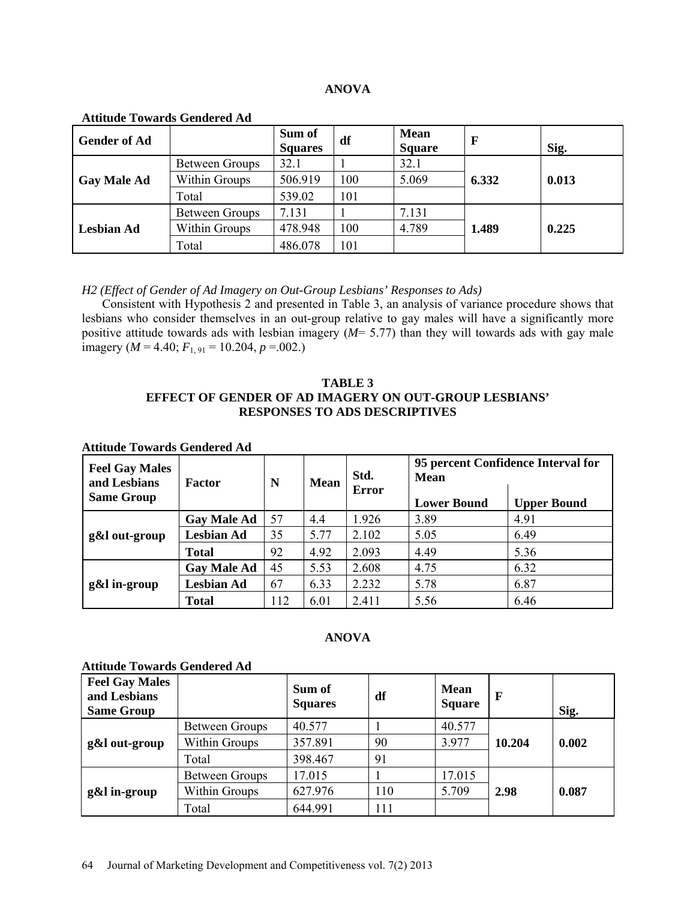**ANOVA**

**Attitude Towards Gendered Ad**

| Gender of Ad | | Sum of Squares | df | Mean Square | F | Sig. |
|---|---|---|---|---|---|---|
| **Gay Male Ad** | Between Groups | 32.1 | 1 | 32.1 | **6.332** | **0.013** |
| | Within Groups | 506.919 | 100 | 5.069 | | |
| | Total | 539.02 | 101 | | | |
| **Lesbian Ad** | Between Groups | 7.131 | 1 | 7.131 | **1.489** | **0.225** |
| | Within Groups | 478.948 | 100 | 4.789 | | |
| | Total | 486.078 | 101 | | | |

*H2 (Effect of Gender of Ad Imagery on Out-Group Lesbians' Responses to Ads)*

Consistent with Hypothesis 2 and presented in Table 3, an analysis of variance procedure shows that lesbians who consider themselves in an out-group relative to gay males will have a significantly more positive attitude towards ads with lesbian imagery (*M*= 5.77) than they will towards ads with gay male imagery (*M* = 4.40; $F_{1, 91}$ = 10.204, *p* =.002.)

**TABLE 3**
**EFFECT OF GENDER OF AD IMAGERY ON OUT-GROUP LESBIANS' RESPONSES TO ADS DESCRIPTIVES**

**Attitude Towards Gendered Ad**

| Feel Gay Males and Lesbians Same Group | Factor | N | Mean | Std. Error | 95 percent Confidence Interval for Mean | |
|---|---|---|---|---|---|---|
| | | | | | Lower Bound | Upper Bound |
| **g&l out-group** | **Gay Male Ad** | 57 | 4.4 | 1.926 | 3.89 | 4.91 |
| | **Lesbian Ad** | 35 | 5.77 | 2.102 | 5.05 | 6.49 |
| | **Total** | 92 | 4.92 | 2.093 | 4.49 | 5.36 |
| **g&l in-group** | **Gay Male Ad** | 45 | 5.53 | 2.608 | 4.75 | 6.32 |
| | **Lesbian Ad** | 67 | 6.33 | 2.232 | 5.78 | 6.87 |
| | **Total** | 112 | 6.01 | 2.411 | 5.56 | 6.46 |

**ANOVA**

**Attitude Towards Gendered Ad**

| Feel Gay Males and Lesbians Same Group | | Sum of Squares | df | Mean Square | F | Sig. |
|---|---|---|---|---|---|---|
| **g&l out-group** | Between Groups | 40.577 | 1 | 40.577 | **10.204** | **0.002** |
| | Within Groups | 357.891 | 90 | 3.977 | | |
| | Total | 398.467 | 91 | | | |
| **g&l in-group** | Between Groups | 17.015 | 1 | 17.015 | **2.98** | **0.087** |
| | Within Groups | 627.976 | 110 | 5.709 | | |
| | Total | 644.991 | 111 | | | |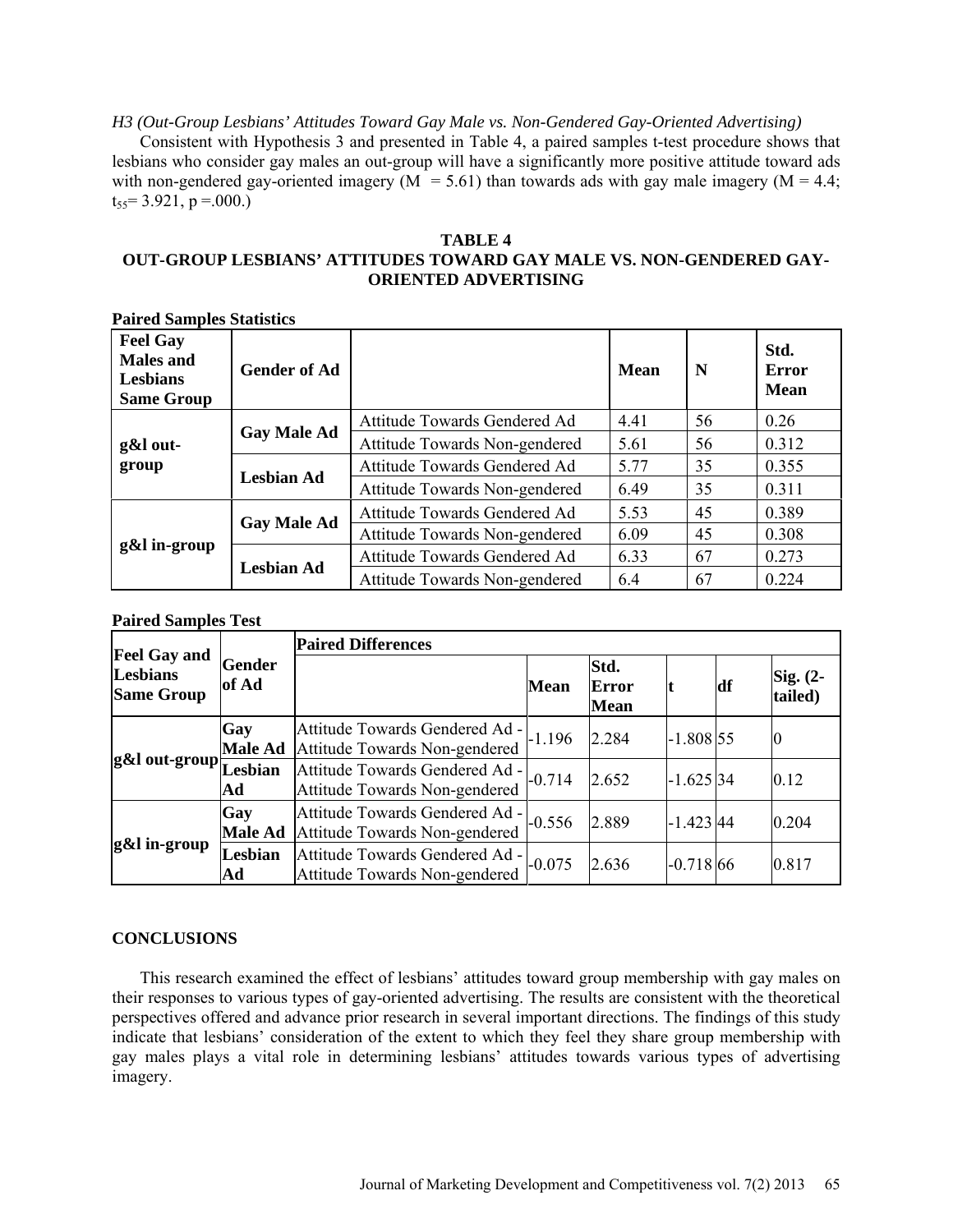*H3 (Out-Group Lesbians' Attitudes Toward Gay Male vs. Non-Gendered Gay-Oriented Advertising)*

Consistent with Hypothesis 3 and presented in Table 4, a paired samples t-test procedure shows that lesbians who consider gay males an out-group will have a significantly more positive attitude toward ads with non-gendered gay-oriented imagery (M = 5.61) than towards ads with gay male imagery (M = 4.4; $t_{55}$= 3.921, p =.000.)

**TABLE 4**
**OUT-GROUP LESBIANS' ATTITUDES TOWARD GAY MALE VS. NON-GENDERED GAY-ORIENTED ADVERTISING**

**Paired Samples Statistics**

| Feel Gay Males and Lesbians Same Group | Gender of Ad | | Mean | N | Std. Error Mean |
|---|---|---|---|---|---|
| g&l out-group | Gay Male Ad | Attitude Towards Gendered Ad | 4.41 | 56 | 0.26 |
| | | Attitude Towards Non-gendered | 5.61 | 56 | 0.312 |
| | Lesbian Ad | Attitude Towards Gendered Ad | 5.77 | 35 | 0.355 |
| | | Attitude Towards Non-gendered | 6.49 | 35 | 0.311 |
| g&l in-group | Gay Male Ad | Attitude Towards Gendered Ad | 5.53 | 45 | 0.389 |
| | | Attitude Towards Non-gendered | 6.09 | 45 | 0.308 |
| | Lesbian Ad | Attitude Towards Gendered Ad | 6.33 | 67 | 0.273 |
| | | Attitude Towards Non-gendered | 6.4 | 67 | 0.224 |

**Paired Samples Test**

| Feel Gay and Lesbians Same Group | Gender of Ad | Paired Differences | | | | | |
|---|---|---|---|---|---|---|---|
| | | | Mean | Std. Error Mean | t | df | Sig. (2-tailed) |
| g&l out-group | Gay Male Ad | Attitude Towards Gendered Ad - Attitude Towards Non-gendered | -1.196 | 2.284 | -1.808 | 55 | 0 |
| | Lesbian Ad | Attitude Towards Gendered Ad - Attitude Towards Non-gendered | -0.714 | 2.652 | -1.625 | 34 | 0.12 |
| g&l in-group | Gay Male Ad | Attitude Towards Gendered Ad - Attitude Towards Non-gendered | -0.556 | 2.889 | -1.423 | 44 | 0.204 |
| | Lesbian Ad | Attitude Towards Gendered Ad - Attitude Towards Non-gendered | -0.075 | 2.636 | -0.718 | 66 | 0.817 |

## CONCLUSIONS

This research examined the effect of lesbians' attitudes toward group membership with gay males on their responses to various types of gay-oriented advertising. The results are consistent with the theoretical perspectives offered and advance prior research in several important directions. The findings of this study indicate that lesbians' consideration of the extent to which they feel they share group membership with gay males plays a vital role in determining lesbians' attitudes towards various types of advertising imagery.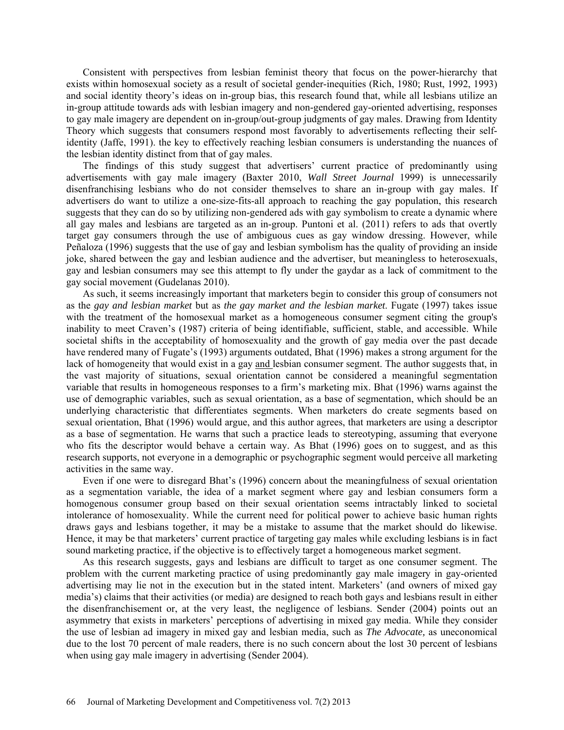Consistent with perspectives from lesbian feminist theory that focus on the power-hierarchy that exists within homosexual society as a result of societal gender-inequities (Rich, 1980; Rust, 1992, 1993) and social identity theory's ideas on in-group bias, this research found that, while all lesbians utilize an in-group attitude towards ads with lesbian imagery and non-gendered gay-oriented advertising, responses to gay male imagery are dependent on in-group/out-group judgments of gay males. Drawing from Identity Theory which suggests that consumers respond most favorably to advertisements reflecting their self-identity (Jaffe, 1991). the key to effectively reaching lesbian consumers is understanding the nuances of the lesbian identity distinct from that of gay males.

The findings of this study suggest that advertisers' current practice of predominantly using advertisements with gay male imagery (Baxter 2010, *Wall Street Journal* 1999) is unnecessarily disenfranchising lesbians who do not consider themselves to share an in-group with gay males. If advertisers do want to utilize a one-size-fits-all approach to reaching the gay population, this research suggests that they can do so by utilizing non-gendered ads with gay symbolism to create a dynamic where all gay males and lesbians are targeted as an in-group. Puntoni et al. (2011) refers to ads that overtly target gay consumers through the use of ambiguous cues as gay window dressing. However, while Peñaloza (1996) suggests that the use of gay and lesbian symbolism has the quality of providing an inside joke, shared between the gay and lesbian audience and the advertiser, but meaningless to heterosexuals, gay and lesbian consumers may see this attempt to fly under the gaydar as a lack of commitment to the gay social movement (Gudelanas 2010).

As such, it seems increasingly important that marketers begin to consider this group of consumers not as the *gay and lesbian market* but as *the gay market and the lesbian market*. Fugate (1997) takes issue with the treatment of the homosexual market as a homogeneous consumer segment citing the group's inability to meet Craven's (1987) criteria of being identifiable, sufficient, stable, and accessible. While societal shifts in the acceptability of homosexuality and the growth of gay media over the past decade have rendered many of Fugate's (1993) arguments outdated, Bhat (1996) makes a strong argument for the lack of homogeneity that would exist in a gay <u>and</u> lesbian consumer segment. The author suggests that, in the vast majority of situations, sexual orientation cannot be considered a meaningful segmentation variable that results in homogeneous responses to a firm's marketing mix. Bhat (1996) warns against the use of demographic variables, such as sexual orientation, as a base of segmentation, which should be an underlying characteristic that differentiates segments. When marketers do create segments based on sexual orientation, Bhat (1996) would argue, and this author agrees, that marketers are using a descriptor as a base of segmentation. He warns that such a practice leads to stereotyping, assuming that everyone who fits the descriptor would behave a certain way. As Bhat (1996) goes on to suggest, and as this research supports, not everyone in a demographic or psychographic segment would perceive all marketing activities in the same way.

Even if one were to disregard Bhat's (1996) concern about the meaningfulness of sexual orientation as a segmentation variable, the idea of a market segment where gay and lesbian consumers form a homogenous consumer group based on their sexual orientation seems intractably linked to societal intolerance of homosexuality. While the current need for political power to achieve basic human rights draws gays and lesbians together, it may be a mistake to assume that the market should do likewise. Hence, it may be that marketers' current practice of targeting gay males while excluding lesbians is in fact sound marketing practice, if the objective is to effectively target a homogeneous market segment.

As this research suggests, gays and lesbians are difficult to target as one consumer segment. The problem with the current marketing practice of using predominantly gay male imagery in gay-oriented advertising may lie not in the execution but in the stated intent. Marketers' (and owners of mixed gay media's) claims that their activities (or media) are designed to reach both gays and lesbians result in either the disenfranchisement or, at the very least, the negligence of lesbians. Sender (2004) points out an asymmetry that exists in marketers' perceptions of advertising in mixed gay media. While they consider the use of lesbian ad imagery in mixed gay and lesbian media, such as *The Advocate,* as uneconomical due to the lost 70 percent of male readers, there is no such concern about the lost 30 percent of lesbians when using gay male imagery in advertising (Sender 2004).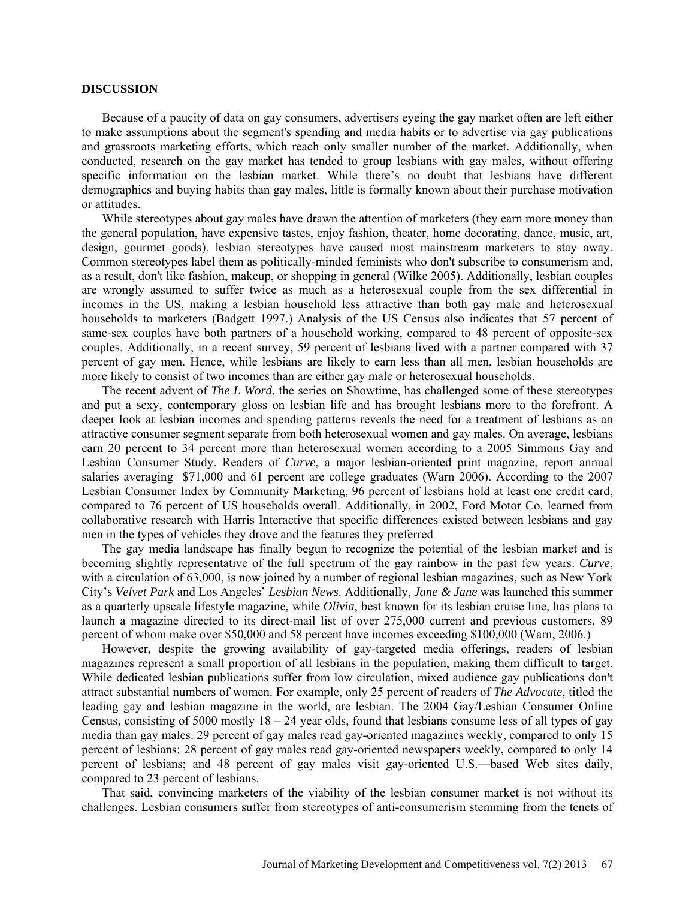**DISCUSSION**

Because of a paucity of data on gay consumers, advertisers eyeing the gay market often are left either to make assumptions about the segment's spending and media habits or to advertise via gay publications and grassroots marketing efforts, which reach only smaller number of the market. Additionally, when conducted, research on the gay market has tended to group lesbians with gay males, without offering specific information on the lesbian market. While there's no doubt that lesbians have different demographics and buying habits than gay males, little is formally known about their purchase motivation or attitudes.

While stereotypes about gay males have drawn the attention of marketers (they earn more money than the general population, have expensive tastes, enjoy fashion, theater, home decorating, dance, music, art, design, gourmet goods). lesbian stereotypes have caused most mainstream marketers to stay away. Common stereotypes label them as politically-minded feminists who don't subscribe to consumerism and, as a result, don't like fashion, makeup, or shopping in general (Wilke 2005). Additionally, lesbian couples are wrongly assumed to suffer twice as much as a heterosexual couple from the sex differential in incomes in the US, making a lesbian household less attractive than both gay male and heterosexual households to marketers (Badgett 1997.) Analysis of the US Census also indicates that 57 percent of same-sex couples have both partners of a household working, compared to 48 percent of opposite-sex couples. Additionally, in a recent survey, 59 percent of lesbians lived with a partner compared with 37 percent of gay men. Hence, while lesbians are likely to earn less than all men, lesbian households are more likely to consist of two incomes than are either gay male or heterosexual households.

The recent advent of *The L Word*, the series on Showtime, has challenged some of these stereotypes and put a sexy, contemporary gloss on lesbian life and has brought lesbians more to the forefront. A deeper look at lesbian incomes and spending patterns reveals the need for a treatment of lesbians as an attractive consumer segment separate from both heterosexual women and gay males. On average, lesbians earn 20 percent to 34 percent more than heterosexual women according to a 2005 Simmons Gay and Lesbian Consumer Study. Readers of *Curve*, a major lesbian-oriented print magazine, report annual salaries averaging $71,000 and 61 percent are college graduates (Warn 2006). According to the 2007 Lesbian Consumer Index by Community Marketing, 96 percent of lesbians hold at least one credit card, compared to 76 percent of US households overall. Additionally, in 2002, Ford Motor Co. learned from collaborative research with Harris Interactive that specific differences existed between lesbians and gay men in the types of vehicles they drove and the features they preferred

The gay media landscape has finally begun to recognize the potential of the lesbian market and is becoming slightly representative of the full spectrum of the gay rainbow in the past few years. *Curve*, with a circulation of 63,000, is now joined by a number of regional lesbian magazines, such as New York City's *Velvet Park* and Los Angeles' *Lesbian News*. Additionally, *Jane & Jane* was launched this summer as a quarterly upscale lifestyle magazine, while *Olivia*, best known for its lesbian cruise line, has plans to launch a magazine directed to its direct-mail list of over 275,000 current and previous customers, 89 percent of whom make over $50,000 and 58 percent have incomes exceeding $100,000 (Warn, 2006.)

However, despite the growing availability of gay-targeted media offerings, readers of lesbian magazines represent a small proportion of all lesbians in the population, making them difficult to target. While dedicated lesbian publications suffer from low circulation, mixed audience gay publications don't attract substantial numbers of women. For example, only 25 percent of readers of *The Advocate*, titled the leading gay and lesbian magazine in the world, are lesbian. The 2004 Gay/Lesbian Consumer Online Census, consisting of 5000 mostly 18 – 24 year olds, found that lesbians consume less of all types of gay media than gay males. 29 percent of gay males read gay-oriented magazines weekly, compared to only 15 percent of lesbians; 28 percent of gay males read gay-oriented newspapers weekly, compared to only 14 percent of lesbians; and 48 percent of gay males visit gay-oriented U.S.—based Web sites daily, compared to 23 percent of lesbians.

That said, convincing marketers of the viability of the lesbian consumer market is not without its challenges. Lesbian consumers suffer from stereotypes of anti-consumerism stemming from the tenets of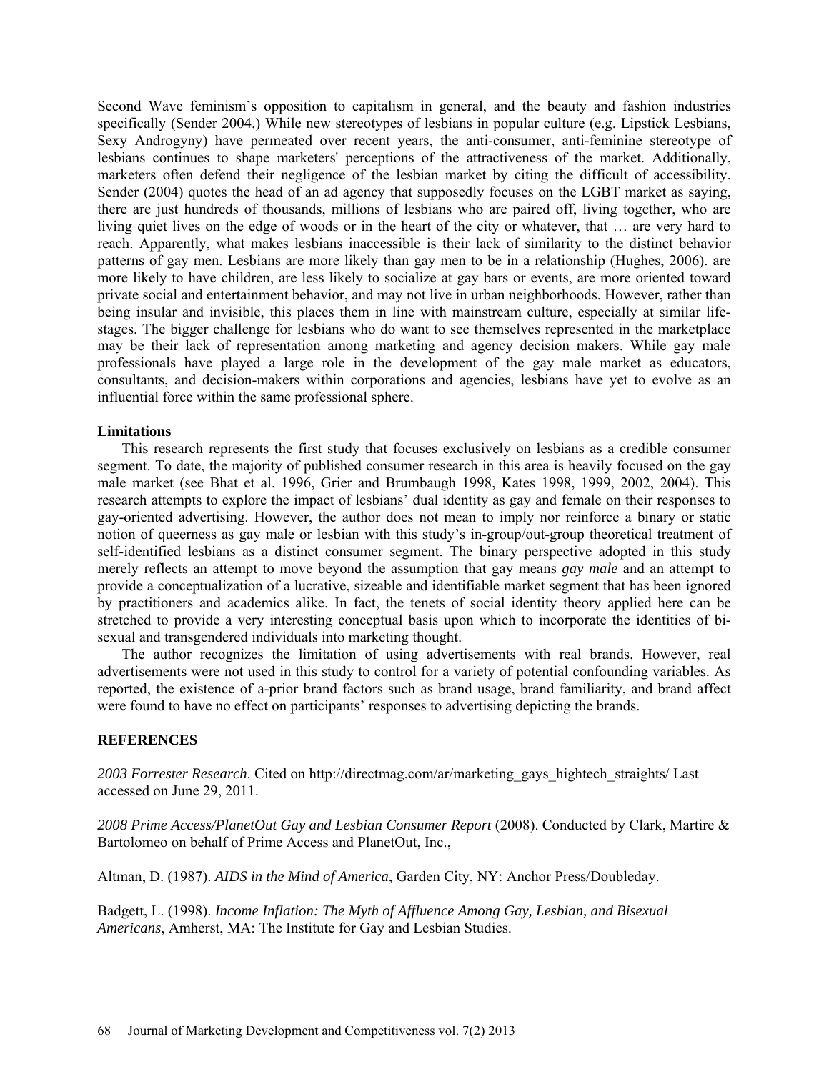Second Wave feminism's opposition to capitalism in general, and the beauty and fashion industries specifically (Sender 2004.) While new stereotypes of lesbians in popular culture (e.g. Lipstick Lesbians, Sexy Androgyny) have permeated over recent years, the anti-consumer, anti-feminine stereotype of lesbians continues to shape marketers' perceptions of the attractiveness of the market. Additionally, marketers often defend their negligence of the lesbian market by citing the difficult of accessibility. Sender (2004) quotes the head of an ad agency that supposedly focuses on the LGBT market as saying, there are just hundreds of thousands, millions of lesbians who are paired off, living together, who are living quiet lives on the edge of woods or in the heart of the city or whatever, that … are very hard to reach. Apparently, what makes lesbians inaccessible is their lack of similarity to the distinct behavior patterns of gay men. Lesbians are more likely than gay men to be in a relationship (Hughes, 2006). are more likely to have children, are less likely to socialize at gay bars or events, are more oriented toward private social and entertainment behavior, and may not live in urban neighborhoods. However, rather than being insular and invisible, this places them in line with mainstream culture, especially at similar life-stages. The bigger challenge for lesbians who do want to see themselves represented in the marketplace may be their lack of representation among marketing and agency decision makers. While gay male professionals have played a large role in the development of the gay male market as educators, consultants, and decision-makers within corporations and agencies, lesbians have yet to evolve as an influential force within the same professional sphere.

**Limitations**

This research represents the first study that focuses exclusively on lesbians as a credible consumer segment. To date, the majority of published consumer research in this area is heavily focused on the gay male market (see Bhat et al. 1996, Grier and Brumbaugh 1998, Kates 1998, 1999, 2002, 2004). This research attempts to explore the impact of lesbians' dual identity as gay and female on their responses to gay-oriented advertising. However, the author does not mean to imply nor reinforce a binary or static notion of queerness as gay male or lesbian with this study's in-group/out-group theoretical treatment of self-identified lesbians as a distinct consumer segment. The binary perspective adopted in this study merely reflects an attempt to move beyond the assumption that gay means *gay male* and an attempt to provide a conceptualization of a lucrative, sizeable and identifiable market segment that has been ignored by practitioners and academics alike. In fact, the tenets of social identity theory applied here can be stretched to provide a very interesting conceptual basis upon which to incorporate the identities of bi-sexual and transgendered individuals into marketing thought.

The author recognizes the limitation of using advertisements with real brands. However, real advertisements were not used in this study to control for a variety of potential confounding variables. As reported, the existence of a-prior brand factors such as brand usage, brand familiarity, and brand affect were found to have no effect on participants' responses to advertising depicting the brands.

**REFERENCES**

*2003 Forrester Research*. Cited on http://directmag.com/ar/marketing_gays_hightech_straights/ Last accessed on June 29, 2011.

*2008 Prime Access/PlanetOut Gay and Lesbian Consumer Report* (2008). Conducted by Clark, Martire & Bartolomeo on behalf of Prime Access and PlanetOut, Inc.,

Altman, D. (1987). *AIDS in the Mind of America*, Garden City, NY: Anchor Press/Doubleday.

Badgett, L. (1998). *Income Inflation: The Myth of Affluence Among Gay, Lesbian, and Bisexual Americans*, Amherst, MA: The Institute for Gay and Lesbian Studies.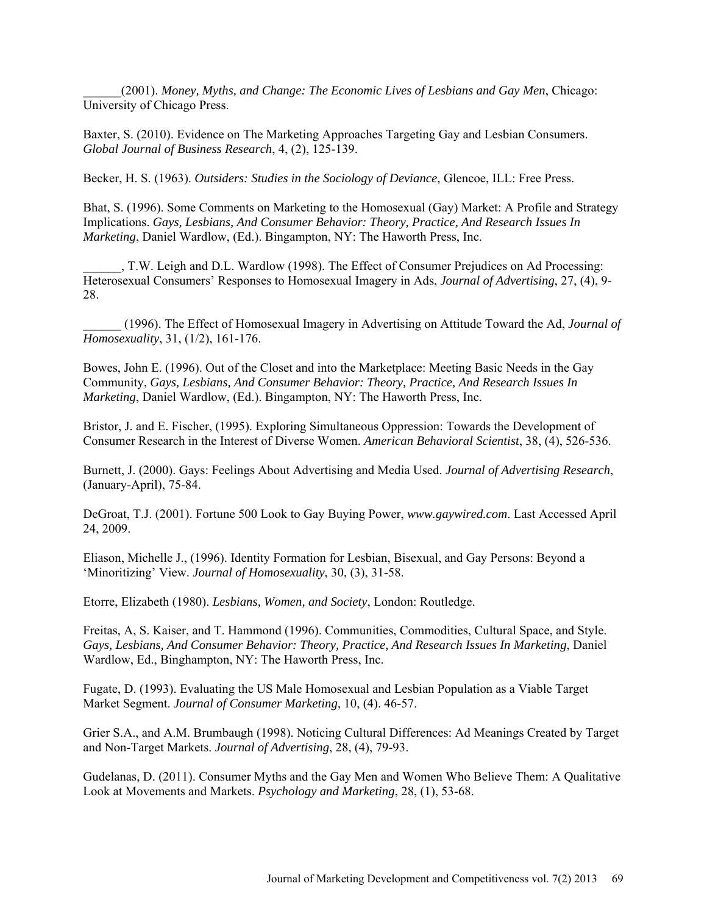______(2001). *Money, Myths, and Change: The Economic Lives of Lesbians and Gay Men*, Chicago: University of Chicago Press.

Baxter, S. (2010). Evidence on The Marketing Approaches Targeting Gay and Lesbian Consumers. *Global Journal of Business Research*, 4, (2), 125-139.

Becker, H. S. (1963). *Outsiders: Studies in the Sociology of Deviance*, Glencoe, ILL: Free Press.

Bhat, S. (1996). Some Comments on Marketing to the Homosexual (Gay) Market: A Profile and Strategy Implications. *Gays, Lesbians, And Consumer Behavior: Theory, Practice, And Research Issues In Marketing*, Daniel Wardlow, (Ed.). Bingampton, NY: The Haworth Press, Inc.

______, T.W. Leigh and D.L. Wardlow (1998). The Effect of Consumer Prejudices on Ad Processing: Heterosexual Consumers' Responses to Homosexual Imagery in Ads, *Journal of Advertising*, 27, (4), 9-28.

______ (1996). The Effect of Homosexual Imagery in Advertising on Attitude Toward the Ad, *Journal of Homosexuality*, 31, (1/2), 161-176.

Bowes, John E. (1996). Out of the Closet and into the Marketplace: Meeting Basic Needs in the Gay Community, *Gays, Lesbians, And Consumer Behavior: Theory, Practice, And Research Issues In Marketing*, Daniel Wardlow, (Ed.). Bingampton, NY: The Haworth Press, Inc.

Bristor, J. and E. Fischer, (1995). Exploring Simultaneous Oppression: Towards the Development of Consumer Research in the Interest of Diverse Women. *American Behavioral Scientist*, 38, (4), 526-536.

Burnett, J. (2000). Gays: Feelings About Advertising and Media Used. *Journal of Advertising Research*, (January-April), 75-84.

DeGroat, T.J. (2001). Fortune 500 Look to Gay Buying Power, *www.gaywired.com*. Last Accessed April 24, 2009.

Eliason, Michelle J., (1996). Identity Formation for Lesbian, Bisexual, and Gay Persons: Beyond a 'Minoritizing' View. *Journal of Homosexuality*, 30, (3), 31-58.

Etorre, Elizabeth (1980). *Lesbians, Women, and Society*, London: Routledge.

Freitas, A, S. Kaiser, and T. Hammond (1996). Communities, Commodities, Cultural Space, and Style. *Gays, Lesbians, And Consumer Behavior: Theory, Practice, And Research Issues In Marketing*, Daniel Wardlow, Ed., Binghampton, NY: The Haworth Press, Inc.

Fugate, D. (1993). Evaluating the US Male Homosexual and Lesbian Population as a Viable Target Market Segment. *Journal of Consumer Marketing*, 10, (4). 46-57.

Grier S.A., and A.M. Brumbaugh (1998). Noticing Cultural Differences: Ad Meanings Created by Target and Non-Target Markets. *Journal of Advertising*, 28, (4), 79-93.

Gudelanas, D. (2011). Consumer Myths and the Gay Men and Women Who Believe Them: A Qualitative Look at Movements and Markets. *Psychology and Marketing*, 28, (1), 53-68.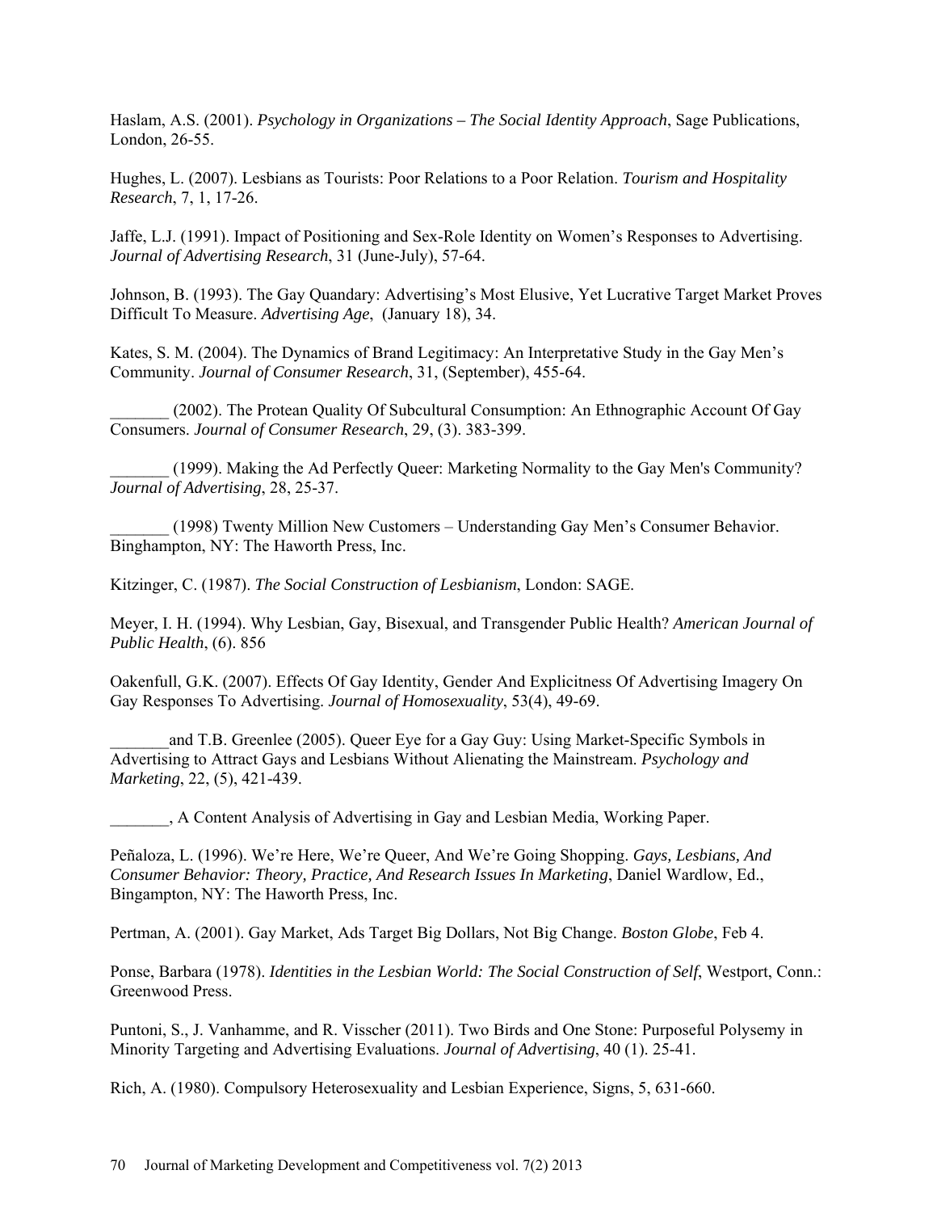Haslam, A.S. (2001). *Psychology in Organizations – The Social Identity Approach*, Sage Publications, London, 26-55.

Hughes, L. (2007). Lesbians as Tourists: Poor Relations to a Poor Relation. *Tourism and Hospitality Research*, 7, 1, 17-26.

Jaffe, L.J. (1991). Impact of Positioning and Sex-Role Identity on Women's Responses to Advertising. *Journal of Advertising Research*, 31 (June-July), 57-64.

Johnson, B. (1993). The Gay Quandary: Advertising's Most Elusive, Yet Lucrative Target Market Proves Difficult To Measure. *Advertising Age*, (January 18), 34.

Kates, S. M. (2004). The Dynamics of Brand Legitimacy: An Interpretative Study in the Gay Men's Community. *Journal of Consumer Research*, 31, (September), 455-64.

_______ (2002). The Protean Quality Of Subcultural Consumption: An Ethnographic Account Of Gay Consumers. *Journal of Consumer Research*, 29, (3). 383-399.

_______ (1999). Making the Ad Perfectly Queer: Marketing Normality to the Gay Men's Community? *Journal of Advertising*, 28, 25-37.

_______ (1998) Twenty Million New Customers – Understanding Gay Men's Consumer Behavior. Binghampton, NY: The Haworth Press, Inc.

Kitzinger, C. (1987). *The Social Construction of Lesbianism*, London: SAGE.

Meyer, I. H. (1994). Why Lesbian, Gay, Bisexual, and Transgender Public Health? *American Journal of Public Health*, (6). 856

Oakenfull, G.K. (2007). Effects Of Gay Identity, Gender And Explicitness Of Advertising Imagery On Gay Responses To Advertising. *Journal of Homosexuality*, 53(4), 49-69.

_______and T.B. Greenlee (2005). Queer Eye for a Gay Guy: Using Market-Specific Symbols in Advertising to Attract Gays and Lesbians Without Alienating the Mainstream. *Psychology and Marketing*, 22, (5), 421-439.

_______, A Content Analysis of Advertising in Gay and Lesbian Media, Working Paper.

Peñaloza, L. (1996). We're Here, We're Queer, And We're Going Shopping. *Gays, Lesbians, And Consumer Behavior: Theory, Practice, And Research Issues In Marketing*, Daniel Wardlow, Ed., Bingampton, NY: The Haworth Press, Inc.

Pertman, A. (2001). Gay Market, Ads Target Big Dollars, Not Big Change. *Boston Globe*, Feb 4.

Ponse, Barbara (1978). *Identities in the Lesbian World: The Social Construction of Self*, Westport, Conn.: Greenwood Press.

Puntoni, S., J. Vanhamme, and R. Visscher (2011). Two Birds and One Stone: Purposeful Polysemy in Minority Targeting and Advertising Evaluations. *Journal of Advertising*, 40 (1). 25-41.

Rich, A. (1980). Compulsory Heterosexuality and Lesbian Experience, Signs, 5, 631-660.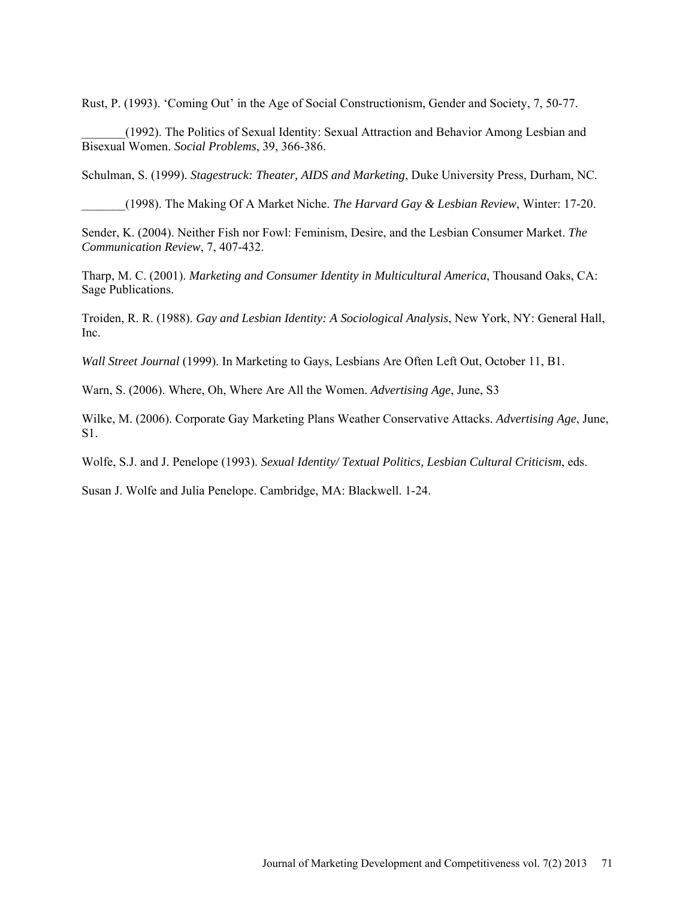Rust, P. (1993). 'Coming Out' in the Age of Social Constructionism, Gender and Society, 7, 50-77.

_______(1992). The Politics of Sexual Identity: Sexual Attraction and Behavior Among Lesbian and Bisexual Women. *Social Problems*, 39, 366-386.

Schulman, S. (1999). *Stagestruck: Theater, AIDS and Marketing*, Duke University Press, Durham, NC.

_______(1998). The Making Of A Market Niche. *The Harvard Gay & Lesbian Review*, Winter: 17-20.

Sender, K. (2004). Neither Fish nor Fowl: Feminism, Desire, and the Lesbian Consumer Market. *The Communication Review*, 7, 407-432.

Tharp, M. C. (2001). *Marketing and Consumer Identity in Multicultural America*, Thousand Oaks, CA: Sage Publications.

Troiden, R. R. (1988). *Gay and Lesbian Identity: A Sociological Analysis*, New York, NY: General Hall, Inc.

*Wall Street Journal* (1999). In Marketing to Gays, Lesbians Are Often Left Out, October 11, B1.

Warn, S. (2006). Where, Oh, Where Are All the Women. *Advertising Age*, June, S3

Wilke, M. (2006). Corporate Gay Marketing Plans Weather Conservative Attacks. *Advertising Age*, June, S1.

Wolfe, S.J. and J. Penelope (1993). *Sexual Identity/ Textual Politics, Lesbian Cultural Criticism*, eds.

Susan J. Wolfe and Julia Penelope. Cambridge, MA: Blackwell. 1-24.